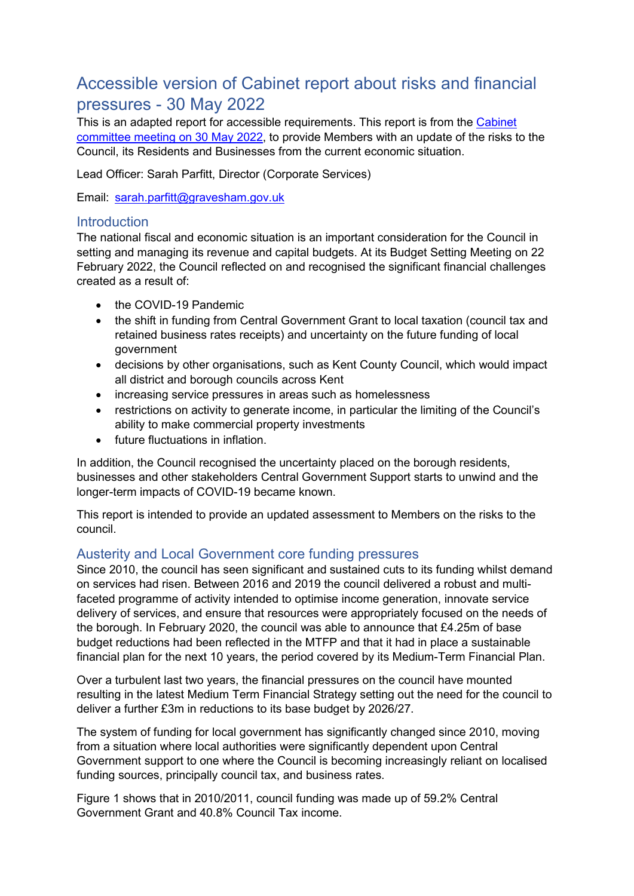# Accessible version of Cabinet report about risks and financial pressures - 30 May 2022

This is an adapted report for accessible requirements. This report is from the [Cabinet committee meeting on 30 May 2022](), to provide Members with an update of the risks to the Council, its Residents and Businesses from the current economic situation.

Lead Officer: Sarah Parfitt, Director (Corporate Services)

Email: [sarah.parfitt@gravesham.gov.uk](mailto:sarah.parfitt@gravesham.gov.uk)

## Introduction

The national fiscal and economic situation is an important consideration for the Council in setting and managing its revenue and capital budgets. At its Budget Setting Meeting on 22 February 2022, the Council reflected on and recognised the significant financial challenges created as a result of:

- the COVID-19 Pandemic
- the shift in funding from Central Government Grant to local taxation (council tax and retained business rates receipts) and uncertainty on the future funding of local government
- decisions by other organisations, such as Kent County Council, which would impact all district and borough councils across Kent
- increasing service pressures in areas such as homelessness
- restrictions on activity to generate income, in particular the limiting of the Council's ability to make commercial property investments
- future fluctuations in inflation.

In addition, the Council recognised the uncertainty placed on the borough residents, businesses and other stakeholders Central Government Support starts to unwind and the longer-term impacts of COVID-19 became known.

This report is intended to provide an updated assessment to Members on the risks to the council.

## Austerity and Local Government core funding pressures

Since 2010, the council has seen significant and sustained cuts to its funding whilst demand on services had risen. Between 2016 and 2019 the council delivered a robust and multi-faceted programme of activity intended to optimise income generation, innovate service delivery of services, and ensure that resources were appropriately focused on the needs of the borough. In February 2020, the council was able to announce that £4.25m of base budget reductions had been reflected in the MTFP and that it had in place a sustainable financial plan for the next 10 years, the period covered by its Medium-Term Financial Plan.

Over a turbulent last two years, the financial pressures on the council have mounted resulting in the latest Medium Term Financial Strategy setting out the need for the council to deliver a further £3m in reductions to its base budget by 2026/27.

The system of funding for local government has significantly changed since 2010, moving from a situation where local authorities were significantly dependent upon Central Government support to one where the Council is becoming increasingly reliant on localised funding sources, principally council tax, and business rates.

Figure 1 shows that in 2010/2011, council funding was made up of 59.2% Central Government Grant and 40.8% Council Tax income.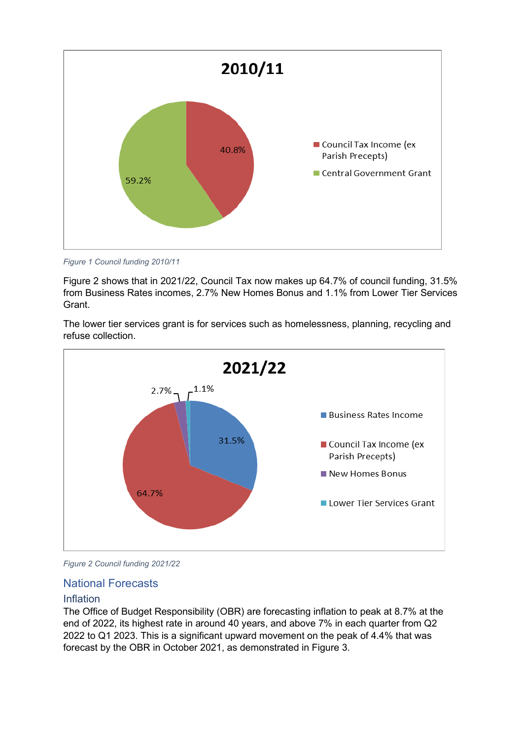*Figure 1 Council funding 2010/11*

Figure 2 shows that in 2021/22, Council Tax now makes up 64.7% of council funding, 31.5% from Business Rates incomes, 2.7% New Homes Bonus and 1.1% from Lower Tier Services Grant.

The lower tier services grant is for services such as homelessness, planning, recycling and refuse collection.

*Figure 2 Council funding 2021/22*

## National Forecasts

### Inflation

The Office of Budget Responsibility (OBR) are forecasting inflation to peak at 8.7% at the end of 2022, its highest rate in around 40 years, and above 7% in each quarter from Q2 2022 to Q1 2023. This is a significant upward movement on the peak of 4.4% that was forecast by the OBR in October 2021, as demonstrated in Figure 3.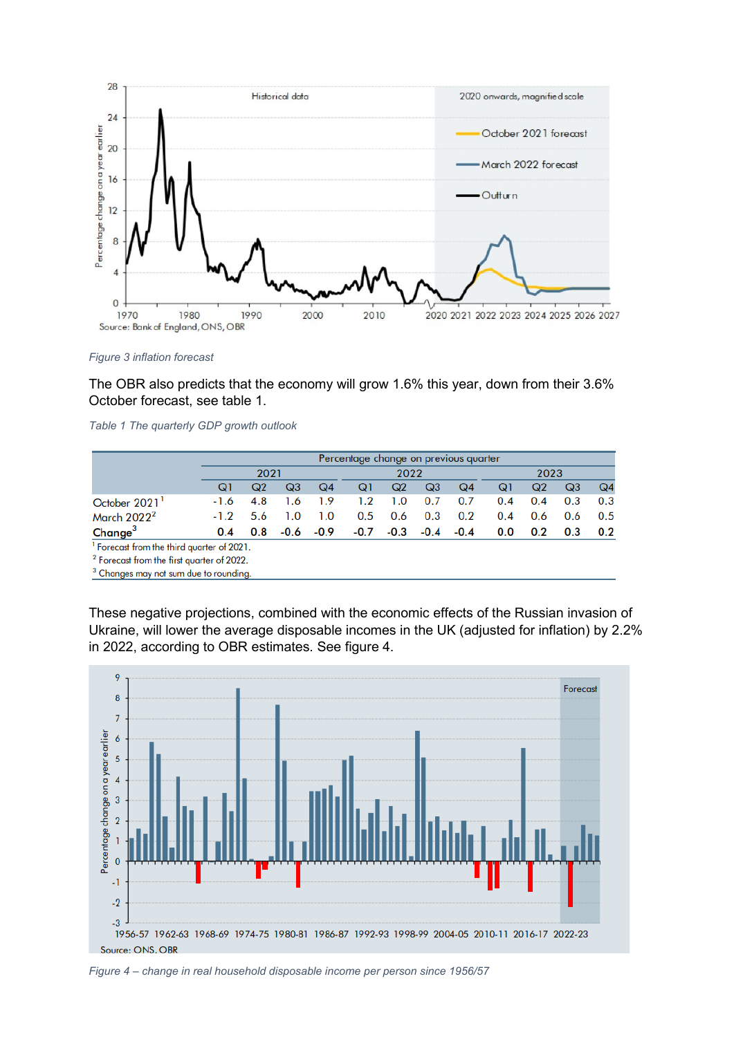*Figure 3 inflation forecast*

The OBR also predicts that the economy will grow 1.6% this year, down from their 3.6% October forecast, see table 1.

*Table 1 The quarterly GDP growth outlook*

| | Percentage change on previous quarter | | | | | | | | | | | |
|---|---|---|---|---|---|---|---|---|---|---|---|---|
| | 2021 | | | | 2022 | | | | 2023 | | | |
| | Q1 | Q2 | Q3 | Q4 | Q1 | Q2 | Q3 | Q4 | Q1 | Q2 | Q3 | Q4 |
| October 2021[1] | -1.6 | 4.8 | 1.6 | 1.9 | 1.2 | 1.0 | 0.7 | 0.7 | 0.4 | 0.4 | 0.3 | 0.3 |
| March 2022[2] | -1.2 | 5.6 | 1.0 | 1.0 | 0.5 | 0.6 | 0.3 | 0.2 | 0.4 | 0.6 | 0.6 | 0.5 |
| **Change[3]** | **0.4** | **0.8** | **-0.6** | **-0.9** | **-0.7** | **-0.3** | **-0.4** | **-0.4** | **0.0** | **0.2** | **0.3** | **0.2** |

[1] Forecast from the third quarter of 2021.
[2] Forecast from the first quarter of 2022.
[3] Changes may not sum due to rounding.

These negative projections, combined with the economic effects of the Russian invasion of Ukraine, will lower the average disposable incomes in the UK (adjusted for inflation) by 2.2% in 2022, according to OBR estimates. See figure 4.

*Figure 4 – change in real household disposable income per person since 1956/57*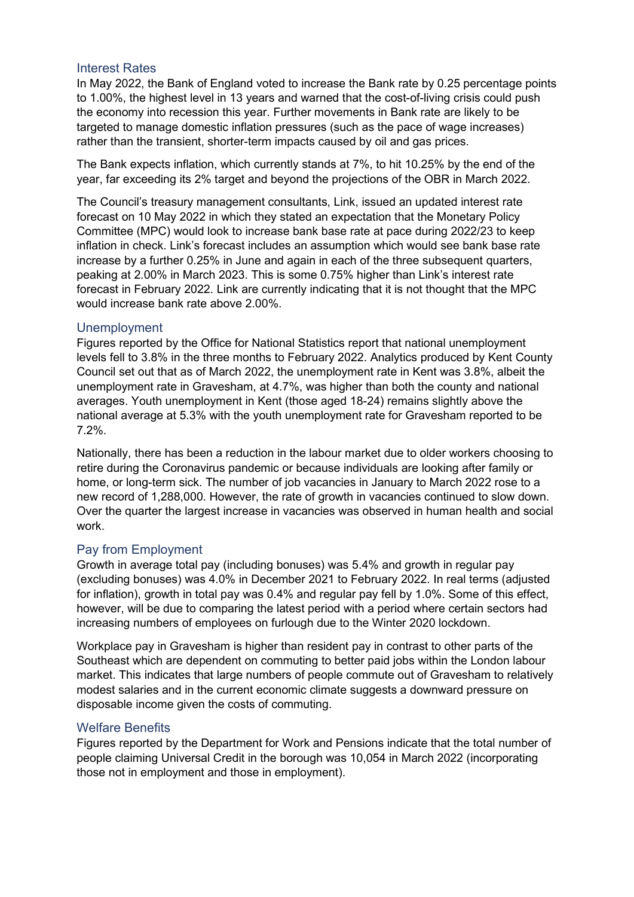## Interest Rates

In May 2022, the Bank of England voted to increase the Bank rate by 0.25 percentage points to 1.00%, the highest level in 13 years and warned that the cost-of-living crisis could push the economy into recession this year. Further movements in Bank rate are likely to be targeted to manage domestic inflation pressures (such as the pace of wage increases) rather than the transient, shorter-term impacts caused by oil and gas prices.

The Bank expects inflation, which currently stands at 7%, to hit 10.25% by the end of the year, far exceeding its 2% target and beyond the projections of the OBR in March 2022.

The Council's treasury management consultants, Link, issued an updated interest rate forecast on 10 May 2022 in which they stated an expectation that the Monetary Policy Committee (MPC) would look to increase bank base rate at pace during 2022/23 to keep inflation in check. Link's forecast includes an assumption which would see bank base rate increase by a further 0.25% in June and again in each of the three subsequent quarters, peaking at 2.00% in March 2023. This is some 0.75% higher than Link's interest rate forecast in February 2022. Link are currently indicating that it is not thought that the MPC would increase bank rate above 2.00%.

## Unemployment

Figures reported by the Office for National Statistics report that national unemployment levels fell to 3.8% in the three months to February 2022. Analytics produced by Kent County Council set out that as of March 2022, the unemployment rate in Kent was 3.8%, albeit the unemployment rate in Gravesham, at 4.7%, was higher than both the county and national averages. Youth unemployment in Kent (those aged 18-24) remains slightly above the national average at 5.3% with the youth unemployment rate for Gravesham reported to be 7.2%.

Nationally, there has been a reduction in the labour market due to older workers choosing to retire during the Coronavirus pandemic or because individuals are looking after family or home, or long-term sick. The number of job vacancies in January to March 2022 rose to a new record of 1,288,000. However, the rate of growth in vacancies continued to slow down. Over the quarter the largest increase in vacancies was observed in human health and social work.

## Pay from Employment

Growth in average total pay (including bonuses) was 5.4% and growth in regular pay (excluding bonuses) was 4.0% in December 2021 to February 2022. In real terms (adjusted for inflation), growth in total pay was 0.4% and regular pay fell by 1.0%. Some of this effect, however, will be due to comparing the latest period with a period where certain sectors had increasing numbers of employees on furlough due to the Winter 2020 lockdown.

Workplace pay in Gravesham is higher than resident pay in contrast to other parts of the Southeast which are dependent on commuting to better paid jobs within the London labour market. This indicates that large numbers of people commute out of Gravesham to relatively modest salaries and in the current economic climate suggests a downward pressure on disposable income given the costs of commuting.

## Welfare Benefits

Figures reported by the Department for Work and Pensions indicate that the total number of people claiming Universal Credit in the borough was 10,054 in March 2022 (incorporating those not in employment and those in employment).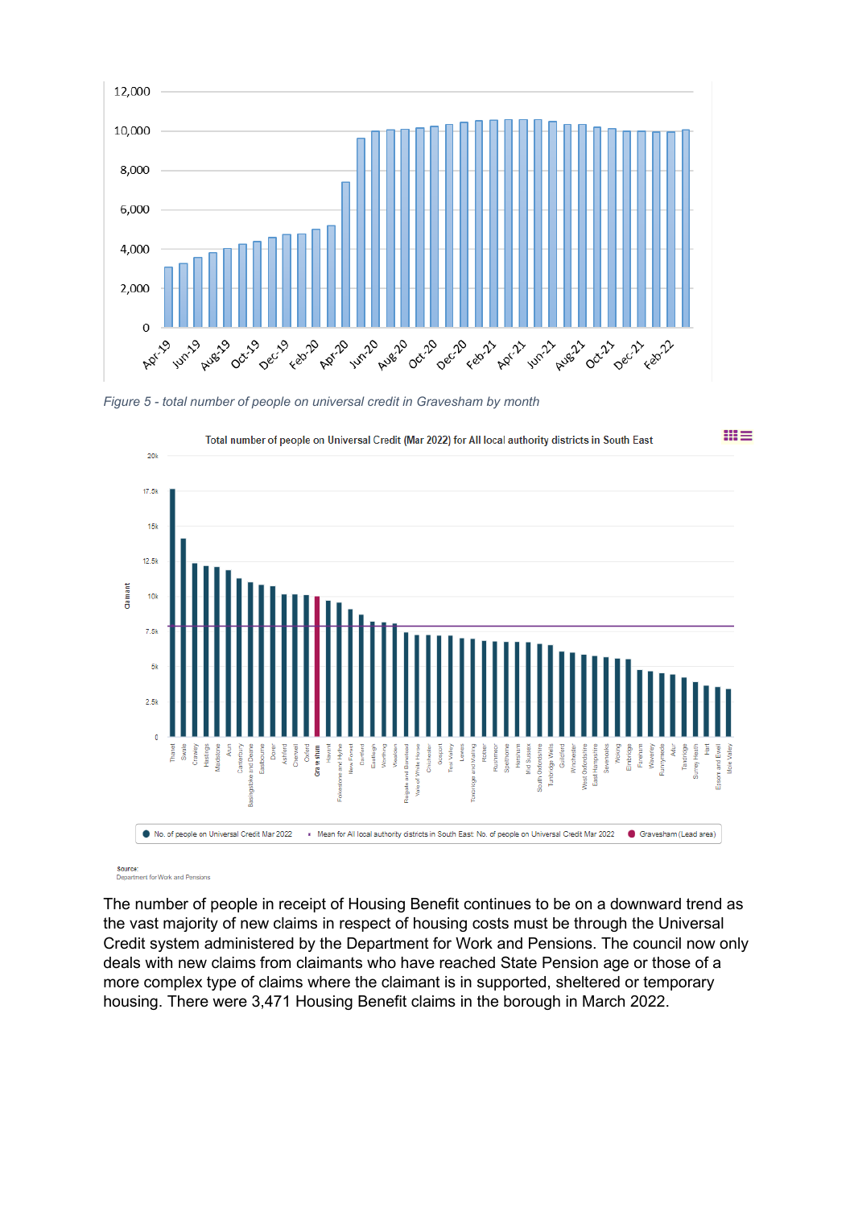*Figure 5 - total number of people on universal credit in Gravesham by month*

Total number of people on Universal Credit (Mar 2022) for All local authority districts in South East

Source:
Department for Work and Pensions

The number of people in receipt of Housing Benefit continues to be on a downward trend as the vast majority of new claims in respect of housing costs must be through the Universal Credit system administered by the Department for Work and Pensions. The council now only deals with new claims from claimants who have reached State Pension age or those of a more complex type of claims where the claimant is in supported, sheltered or temporary housing. There were 3,471 Housing Benefit claims in the borough in March 2022.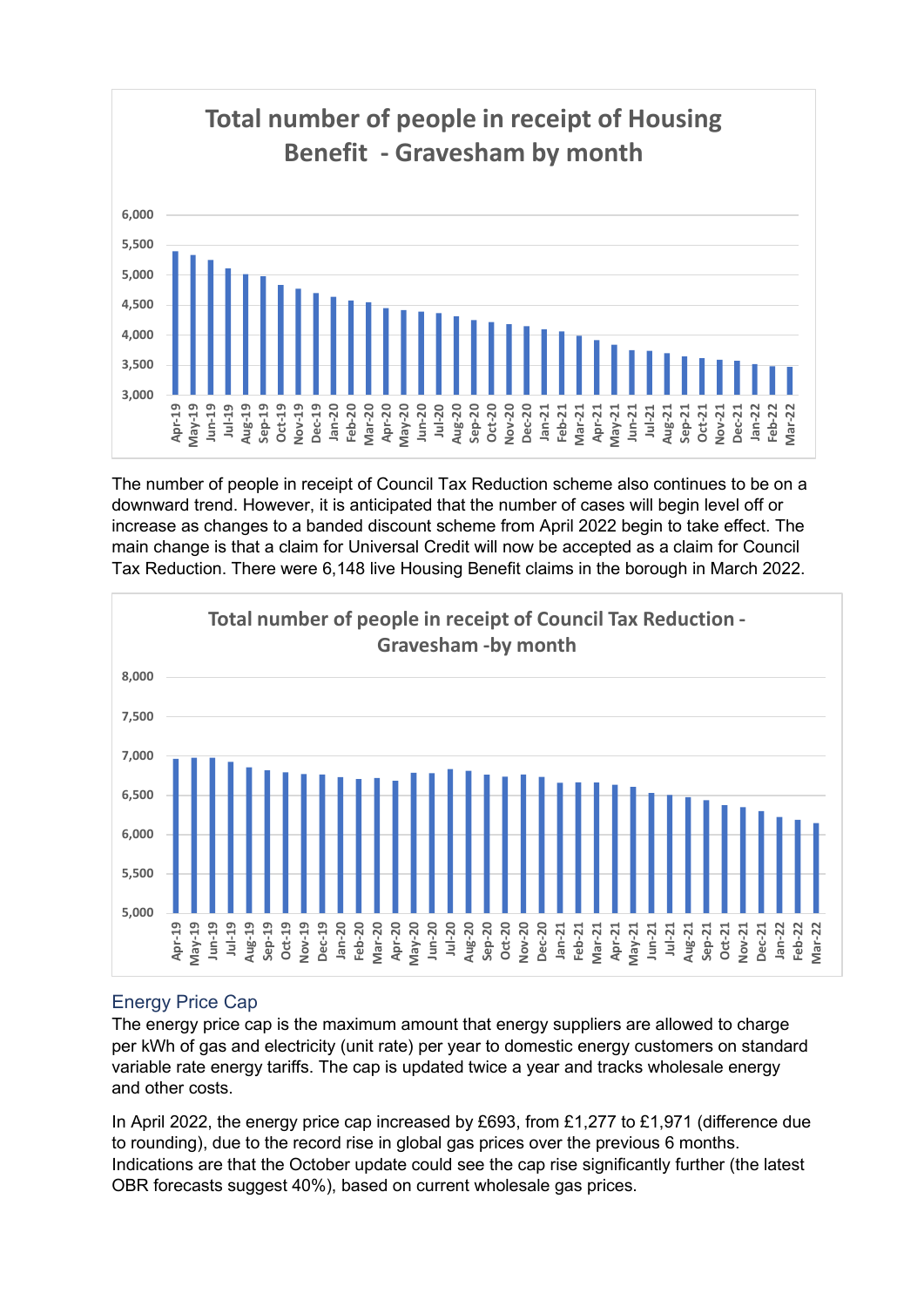**Total number of people in receipt of Housing Benefit - Gravesham by month**

The number of people in receipt of Council Tax Reduction scheme also continues to be on a downward trend. However, it is anticipated that the number of cases will begin level off or increase as changes to a banded discount scheme from April 2022 begin to take effect. The main change is that a claim for Universal Credit will now be accepted as a claim for Council Tax Reduction. There were 6,148 live Housing Benefit claims in the borough in March 2022.

**Total number of people in receipt of Council Tax Reduction - Gravesham -by month**

## Energy Price Cap

The energy price cap is the maximum amount that energy suppliers are allowed to charge per kWh of gas and electricity (unit rate) per year to domestic energy customers on standard variable rate energy tariffs. The cap is updated twice a year and tracks wholesale energy and other costs.

In April 2022, the energy price cap increased by £693, from £1,277 to £1,971 (difference due to rounding), due to the record rise in global gas prices over the previous 6 months. Indications are that the October update could see the cap rise significantly further (the latest OBR forecasts suggest 40%), based on current wholesale gas prices.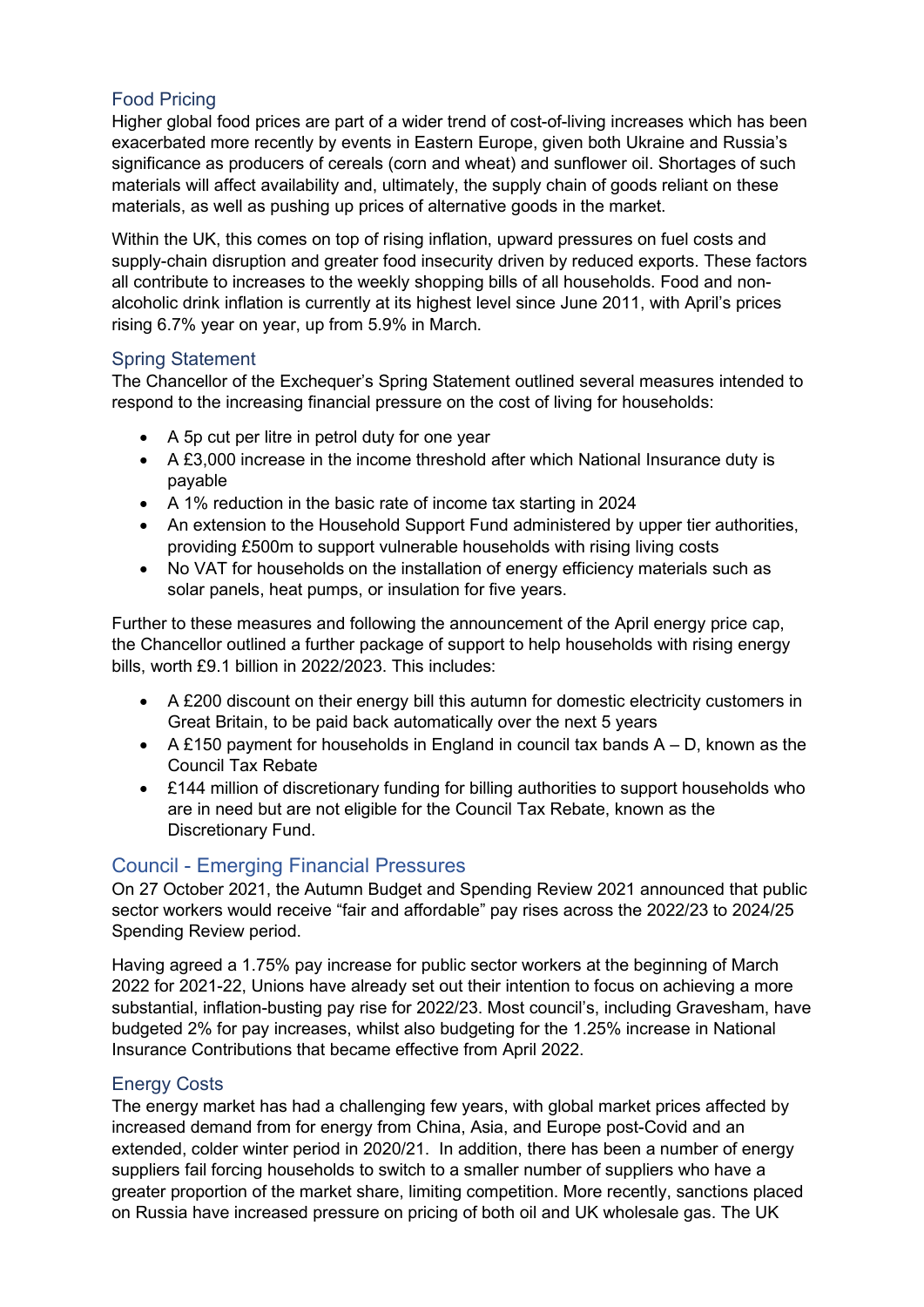### Food Pricing

Higher global food prices are part of a wider trend of cost-of-living increases which has been exacerbated more recently by events in Eastern Europe, given both Ukraine and Russia's significance as producers of cereals (corn and wheat) and sunflower oil. Shortages of such materials will affect availability and, ultimately, the supply chain of goods reliant on these materials, as well as pushing up prices of alternative goods in the market.

Within the UK, this comes on top of rising inflation, upward pressures on fuel costs and supply-chain disruption and greater food insecurity driven by reduced exports. These factors all contribute to increases to the weekly shopping bills of all households. Food and non-alcoholic drink inflation is currently at its highest level since June 2011, with April's prices rising 6.7% year on year, up from 5.9% in March.

### Spring Statement

The Chancellor of the Exchequer's Spring Statement outlined several measures intended to respond to the increasing financial pressure on the cost of living for households:

- A 5p cut per litre in petrol duty for one year
- A £3,000 increase in the income threshold after which National Insurance duty is payable
- A 1% reduction in the basic rate of income tax starting in 2024
- An extension to the Household Support Fund administered by upper tier authorities, providing £500m to support vulnerable households with rising living costs
- No VAT for households on the installation of energy efficiency materials such as solar panels, heat pumps, or insulation for five years.

Further to these measures and following the announcement of the April energy price cap, the Chancellor outlined a further package of support to help households with rising energy bills, worth £9.1 billion in 2022/2023. This includes:

- A £200 discount on their energy bill this autumn for domestic electricity customers in Great Britain, to be paid back automatically over the next 5 years
- A £150 payment for households in England in council tax bands A – D, known as the Council Tax Rebate
- £144 million of discretionary funding for billing authorities to support households who are in need but are not eligible for the Council Tax Rebate, known as the Discretionary Fund.

## Council - Emerging Financial Pressures

On 27 October 2021, the Autumn Budget and Spending Review 2021 announced that public sector workers would receive "fair and affordable" pay rises across the 2022/23 to 2024/25 Spending Review period.

Having agreed a 1.75% pay increase for public sector workers at the beginning of March 2022 for 2021-22, Unions have already set out their intention to focus on achieving a more substantial, inflation-busting pay rise for 2022/23. Most council's, including Gravesham, have budgeted 2% for pay increases, whilst also budgeting for the 1.25% increase in National Insurance Contributions that became effective from April 2022.

### Energy Costs

The energy market has had a challenging few years, with global market prices affected by increased demand from for energy from China, Asia, and Europe post-Covid and an extended, colder winter period in 2020/21. In addition, there has been a number of energy suppliers fail forcing households to switch to a smaller number of suppliers who have a greater proportion of the market share, limiting competition. More recently, sanctions placed on Russia have increased pressure on pricing of both oil and UK wholesale gas. The UK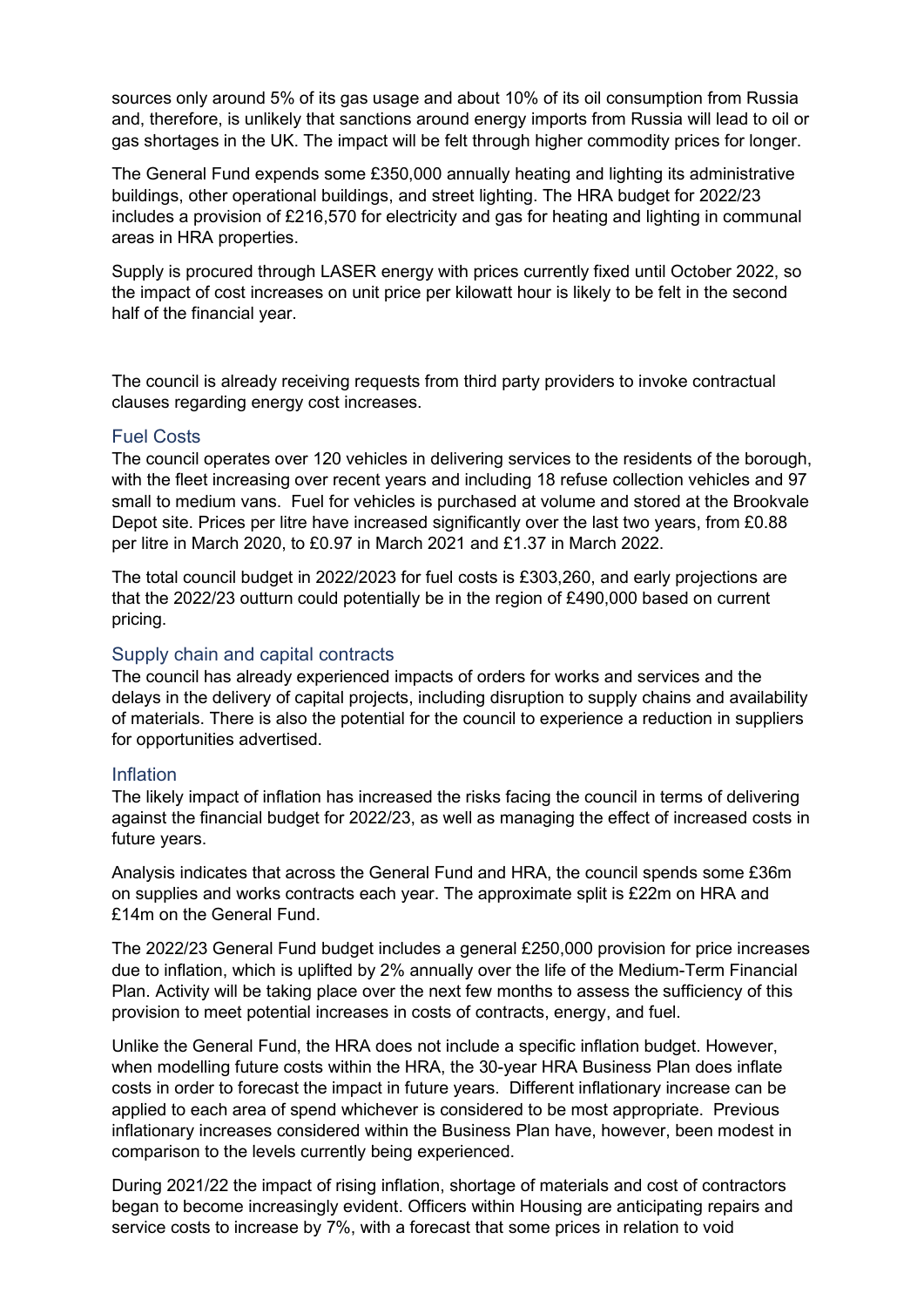sources only around 5% of its gas usage and about 10% of its oil consumption from Russia and, therefore, is unlikely that sanctions around energy imports from Russia will lead to oil or gas shortages in the UK. The impact will be felt through higher commodity prices for longer.

The General Fund expends some £350,000 annually heating and lighting its administrative buildings, other operational buildings, and street lighting. The HRA budget for 2022/23 includes a provision of £216,570 for electricity and gas for heating and lighting in communal areas in HRA properties.

Supply is procured through LASER energy with prices currently fixed until October 2022, so the impact of cost increases on unit price per kilowatt hour is likely to be felt in the second half of the financial year.

The council is already receiving requests from third party providers to invoke contractual clauses regarding energy cost increases.

## Fuel Costs

The council operates over 120 vehicles in delivering services to the residents of the borough, with the fleet increasing over recent years and including 18 refuse collection vehicles and 97 small to medium vans. Fuel for vehicles is purchased at volume and stored at the Brookvale Depot site. Prices per litre have increased significantly over the last two years, from £0.88 per litre in March 2020, to £0.97 in March 2021 and £1.37 in March 2022.

The total council budget in 2022/2023 for fuel costs is £303,260, and early projections are that the 2022/23 outturn could potentially be in the region of £490,000 based on current pricing.

## Supply chain and capital contracts

The council has already experienced impacts of orders for works and services and the delays in the delivery of capital projects, including disruption to supply chains and availability of materials. There is also the potential for the council to experience a reduction in suppliers for opportunities advertised.

## Inflation

The likely impact of inflation has increased the risks facing the council in terms of delivering against the financial budget for 2022/23, as well as managing the effect of increased costs in future years.

Analysis indicates that across the General Fund and HRA, the council spends some £36m on supplies and works contracts each year. The approximate split is £22m on HRA and £14m on the General Fund.

The 2022/23 General Fund budget includes a general £250,000 provision for price increases due to inflation, which is uplifted by 2% annually over the life of the Medium-Term Financial Plan. Activity will be taking place over the next few months to assess the sufficiency of this provision to meet potential increases in costs of contracts, energy, and fuel.

Unlike the General Fund, the HRA does not include a specific inflation budget. However, when modelling future costs within the HRA, the 30-year HRA Business Plan does inflate costs in order to forecast the impact in future years. Different inflationary increase can be applied to each area of spend whichever is considered to be most appropriate. Previous inflationary increases considered within the Business Plan have, however, been modest in comparison to the levels currently being experienced.

During 2021/22 the impact of rising inflation, shortage of materials and cost of contractors began to become increasingly evident. Officers within Housing are anticipating repairs and service costs to increase by 7%, with a forecast that some prices in relation to void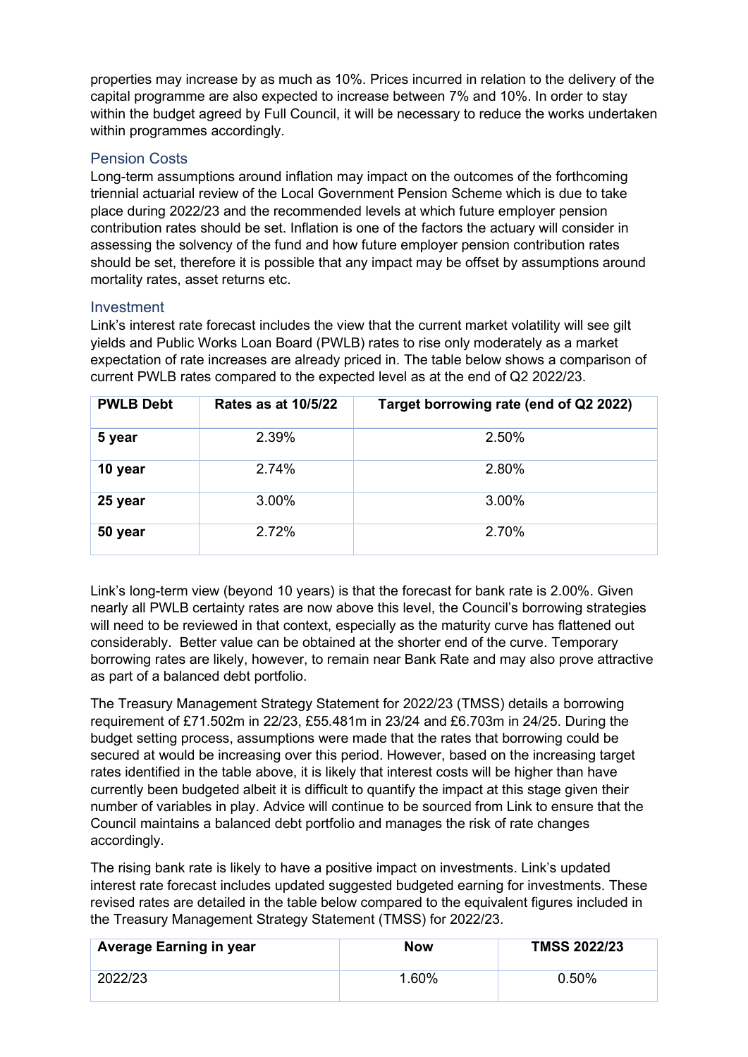properties may increase by as much as 10%. Prices incurred in relation to the delivery of the capital programme are also expected to increase between 7% and 10%. In order to stay within the budget agreed by Full Council, it will be necessary to reduce the works undertaken within programmes accordingly.

### Pension Costs

Long-term assumptions around inflation may impact on the outcomes of the forthcoming triennial actuarial review of the Local Government Pension Scheme which is due to take place during 2022/23 and the recommended levels at which future employer pension contribution rates should be set. Inflation is one of the factors the actuary will consider in assessing the solvency of the fund and how future employer pension contribution rates should be set, therefore it is possible that any impact may be offset by assumptions around mortality rates, asset returns etc.

### Investment

Link's interest rate forecast includes the view that the current market volatility will see gilt yields and Public Works Loan Board (PWLB) rates to rise only moderately as a market expectation of rate increases are already priced in. The table below shows a comparison of current PWLB rates compared to the expected level as at the end of Q2 2022/23.

| PWLB Debt | Rates as at 10/5/22 | Target borrowing rate (end of Q2 2022) |
|---|---|---|
| **5 year** | 2.39% | 2.50% |
| **10 year** | 2.74% | 2.80% |
| **25 year** | 3.00% | 3.00% |
| **50 year** | 2.72% | 2.70% |

Link's long-term view (beyond 10 years) is that the forecast for bank rate is 2.00%. Given nearly all PWLB certainty rates are now above this level, the Council's borrowing strategies will need to be reviewed in that context, especially as the maturity curve has flattened out considerably. Better value can be obtained at the shorter end of the curve. Temporary borrowing rates are likely, however, to remain near Bank Rate and may also prove attractive as part of a balanced debt portfolio.

The Treasury Management Strategy Statement for 2022/23 (TMSS) details a borrowing requirement of £71.502m in 22/23, £55.481m in 23/24 and £6.703m in 24/25. During the budget setting process, assumptions were made that the rates that borrowing could be secured at would be increasing over this period. However, based on the increasing target rates identified in the table above, it is likely that interest costs will be higher than have currently been budgeted albeit it is difficult to quantify the impact at this stage given their number of variables in play. Advice will continue to be sourced from Link to ensure that the Council maintains a balanced debt portfolio and manages the risk of rate changes accordingly.

The rising bank rate is likely to have a positive impact on investments. Link's updated interest rate forecast includes updated suggested budgeted earning for investments. These revised rates are detailed in the table below compared to the equivalent figures included in the Treasury Management Strategy Statement (TMSS) for 2022/23.

| Average Earning in year | Now | TMSS 2022/23 |
|---|---|---|
| 2022/23 | 1.60% | 0.50% |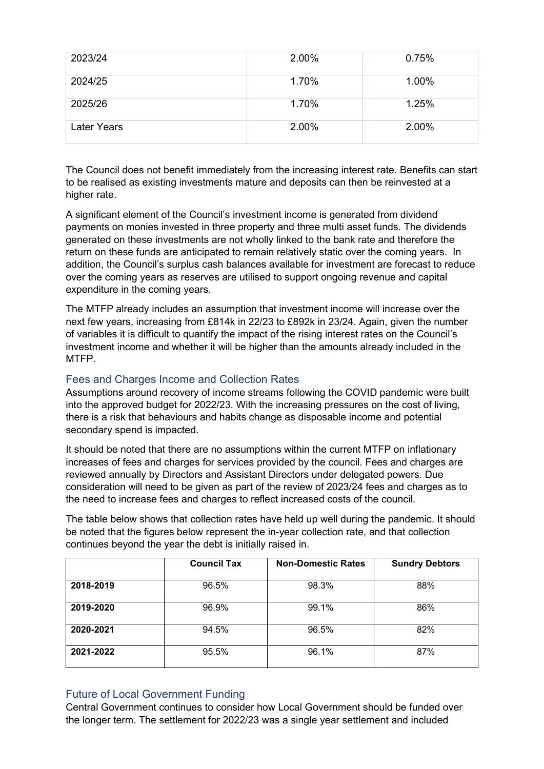| 2023/24 | 2.00% | 0.75% |
|---|---|---|
| 2024/25 | 1.70% | 1.00% |
| 2025/26 | 1.70% | 1.25% |
| Later Years | 2.00% | 2.00% |

The Council does not benefit immediately from the increasing interest rate. Benefits can start to be realised as existing investments mature and deposits can then be reinvested at a higher rate.

A significant element of the Council's investment income is generated from dividend payments on monies invested in three property and three multi asset funds. The dividends generated on these investments are not wholly linked to the bank rate and therefore the return on these funds are anticipated to remain relatively static over the coming years. In addition, the Council's surplus cash balances available for investment are forecast to reduce over the coming years as reserves are utilised to support ongoing revenue and capital expenditure in the coming years.

The MTFP already includes an assumption that investment income will increase over the next few years, increasing from £814k in 22/23 to £892k in 23/24. Again, given the number of variables it is difficult to quantify the impact of the rising interest rates on the Council's investment income and whether it will be higher than the amounts already included in the MTFP.

### Fees and Charges Income and Collection Rates

Assumptions around recovery of income streams following the COVID pandemic were built into the approved budget for 2022/23. With the increasing pressures on the cost of living, there is a risk that behaviours and habits change as disposable income and potential secondary spend is impacted.

It should be noted that there are no assumptions within the current MTFP on inflationary increases of fees and charges for services provided by the council. Fees and charges are reviewed annually by Directors and Assistant Directors under delegated powers. Due consideration will need to be given as part of the review of 2023/24 fees and charges as to the need to increase fees and charges to reflect increased costs of the council.

The table below shows that collection rates have held up well during the pandemic. It should be noted that the figures below represent the in-year collection rate, and that collection continues beyond the year the debt is initially raised in.

| | **Council Tax** | **Non-Domestic Rates** | **Sundry Debtors** |
|---|---|---|---|
| **2018-2019** | 96.5% | 98.3% | 88% |
| **2019-2020** | 96.9% | 99.1% | 86% |
| **2020-2021** | 94.5% | 96.5% | 82% |
| **2021-2022** | 95.5% | 96.1% | 87% |

### Future of Local Government Funding

Central Government continues to consider how Local Government should be funded over the longer term. The settlement for 2022/23 was a single year settlement and included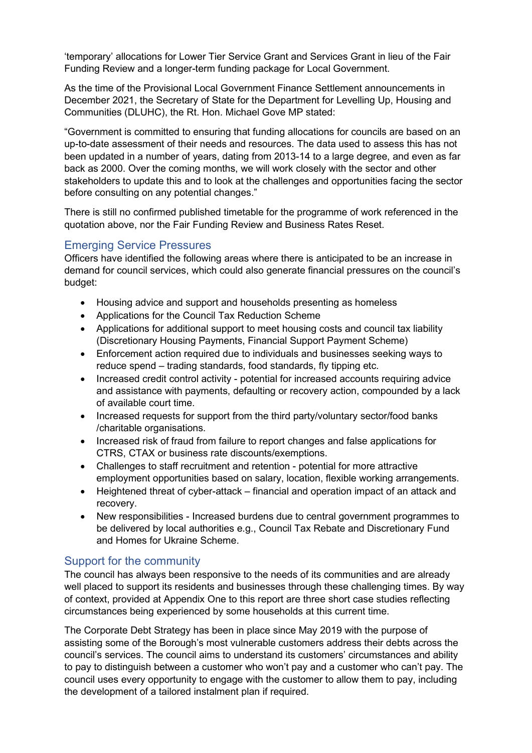'temporary' allocations for Lower Tier Service Grant and Services Grant in lieu of the Fair Funding Review and a longer-term funding package for Local Government.

As the time of the Provisional Local Government Finance Settlement announcements in December 2021, the Secretary of State for the Department for Levelling Up, Housing and Communities (DLUHC), the Rt. Hon. Michael Gove MP stated:

"Government is committed to ensuring that funding allocations for councils are based on an up-to-date assessment of their needs and resources. The data used to assess this has not been updated in a number of years, dating from 2013-14 to a large degree, and even as far back as 2000. Over the coming months, we will work closely with the sector and other stakeholders to update this and to look at the challenges and opportunities facing the sector before consulting on any potential changes."

There is still no confirmed published timetable for the programme of work referenced in the quotation above, nor the Fair Funding Review and Business Rates Reset.

## Emerging Service Pressures

Officers have identified the following areas where there is anticipated to be an increase in demand for council services, which could also generate financial pressures on the council's budget:

- Housing advice and support and households presenting as homeless
- Applications for the Council Tax Reduction Scheme
- Applications for additional support to meet housing costs and council tax liability (Discretionary Housing Payments, Financial Support Payment Scheme)
- Enforcement action required due to individuals and businesses seeking ways to reduce spend – trading standards, food standards, fly tipping etc.
- Increased credit control activity - potential for increased accounts requiring advice and assistance with payments, defaulting or recovery action, compounded by a lack of available court time.
- Increased requests for support from the third party/voluntary sector/food banks /charitable organisations.
- Increased risk of fraud from failure to report changes and false applications for CTRS, CTAX or business rate discounts/exemptions.
- Challenges to staff recruitment and retention - potential for more attractive employment opportunities based on salary, location, flexible working arrangements.
- Heightened threat of cyber-attack – financial and operation impact of an attack and recovery.
- New responsibilities - Increased burdens due to central government programmes to be delivered by local authorities e.g., Council Tax Rebate and Discretionary Fund and Homes for Ukraine Scheme.

## Support for the community

The council has always been responsive to the needs of its communities and are already well placed to support its residents and businesses through these challenging times. By way of context, provided at Appendix One to this report are three short case studies reflecting circumstances being experienced by some households at this current time.

The Corporate Debt Strategy has been in place since May 2019 with the purpose of assisting some of the Borough's most vulnerable customers address their debts across the council's services. The council aims to understand its customers' circumstances and ability to pay to distinguish between a customer who won't pay and a customer who can't pay. The council uses every opportunity to engage with the customer to allow them to pay, including the development of a tailored instalment plan if required.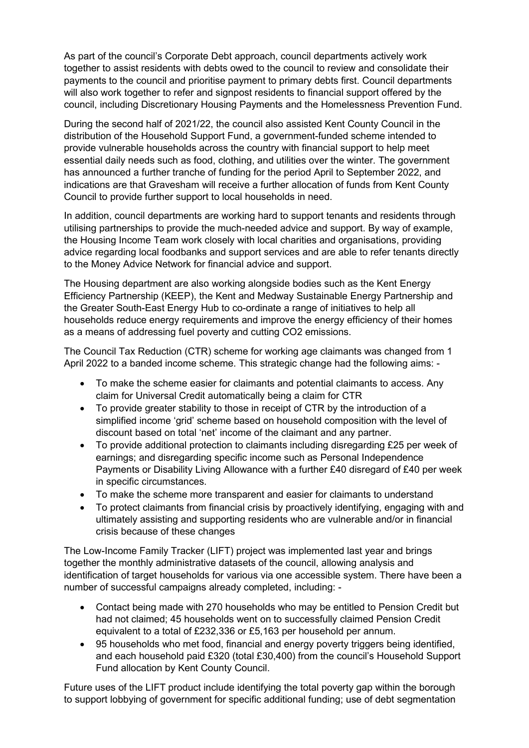As part of the council's Corporate Debt approach, council departments actively work together to assist residents with debts owed to the council to review and consolidate their payments to the council and prioritise payment to primary debts first. Council departments will also work together to refer and signpost residents to financial support offered by the council, including Discretionary Housing Payments and the Homelessness Prevention Fund.

During the second half of 2021/22, the council also assisted Kent County Council in the distribution of the Household Support Fund, a government-funded scheme intended to provide vulnerable households across the country with financial support to help meet essential daily needs such as food, clothing, and utilities over the winter. The government has announced a further tranche of funding for the period April to September 2022, and indications are that Gravesham will receive a further allocation of funds from Kent County Council to provide further support to local households in need.

In addition, council departments are working hard to support tenants and residents through utilising partnerships to provide the much-needed advice and support. By way of example, the Housing Income Team work closely with local charities and organisations, providing advice regarding local foodbanks and support services and are able to refer tenants directly to the Money Advice Network for financial advice and support.

The Housing department are also working alongside bodies such as the Kent Energy Efficiency Partnership (KEEP), the Kent and Medway Sustainable Energy Partnership and the Greater South-East Energy Hub to co-ordinate a range of initiatives to help all households reduce energy requirements and improve the energy efficiency of their homes as a means of addressing fuel poverty and cutting CO2 emissions.

The Council Tax Reduction (CTR) scheme for working age claimants was changed from 1 April 2022 to a banded income scheme. This strategic change had the following aims: -

- To make the scheme easier for claimants and potential claimants to access. Any claim for Universal Credit automatically being a claim for CTR
- To provide greater stability to those in receipt of CTR by the introduction of a simplified income 'grid' scheme based on household composition with the level of discount based on total 'net' income of the claimant and any partner.
- To provide additional protection to claimants including disregarding £25 per week of earnings; and disregarding specific income such as Personal Independence Payments or Disability Living Allowance with a further £40 disregard of £40 per week in specific circumstances.
- To make the scheme more transparent and easier for claimants to understand
- To protect claimants from financial crisis by proactively identifying, engaging with and ultimately assisting and supporting residents who are vulnerable and/or in financial crisis because of these changes

The Low-Income Family Tracker (LIFT) project was implemented last year and brings together the monthly administrative datasets of the council, allowing analysis and identification of target households for various via one accessible system. There have been a number of successful campaigns already completed, including: -

- Contact being made with 270 households who may be entitled to Pension Credit but had not claimed; 45 households went on to successfully claimed Pension Credit equivalent to a total of £232,336 or £5,163 per household per annum.
- 95 households who met food, financial and energy poverty triggers being identified, and each household paid £320 (total £30,400) from the council's Household Support Fund allocation by Kent County Council.

Future uses of the LIFT product include identifying the total poverty gap within the borough to support lobbying of government for specific additional funding; use of debt segmentation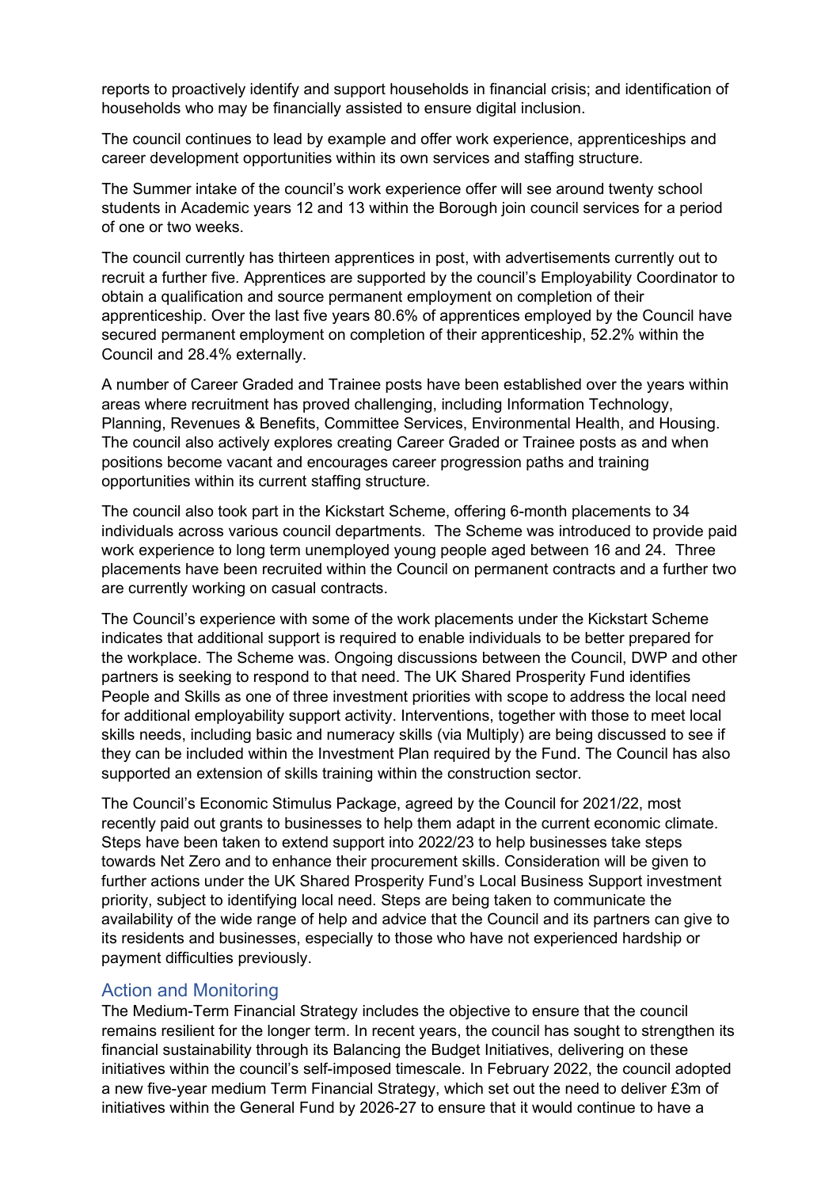reports to proactively identify and support households in financial crisis; and identification of households who may be financially assisted to ensure digital inclusion.

The council continues to lead by example and offer work experience, apprenticeships and career development opportunities within its own services and staffing structure.

The Summer intake of the council's work experience offer will see around twenty school students in Academic years 12 and 13 within the Borough join council services for a period of one or two weeks.

The council currently has thirteen apprentices in post, with advertisements currently out to recruit a further five. Apprentices are supported by the council's Employability Coordinator to obtain a qualification and source permanent employment on completion of their apprenticeship. Over the last five years 80.6% of apprentices employed by the Council have secured permanent employment on completion of their apprenticeship, 52.2% within the Council and 28.4% externally.

A number of Career Graded and Trainee posts have been established over the years within areas where recruitment has proved challenging, including Information Technology, Planning, Revenues & Benefits, Committee Services, Environmental Health, and Housing. The council also actively explores creating Career Graded or Trainee posts as and when positions become vacant and encourages career progression paths and training opportunities within its current staffing structure.

The council also took part in the Kickstart Scheme, offering 6-month placements to 34 individuals across various council departments. The Scheme was introduced to provide paid work experience to long term unemployed young people aged between 16 and 24. Three placements have been recruited within the Council on permanent contracts and a further two are currently working on casual contracts.

The Council's experience with some of the work placements under the Kickstart Scheme indicates that additional support is required to enable individuals to be better prepared for the workplace. The Scheme was. Ongoing discussions between the Council, DWP and other partners is seeking to respond to that need. The UK Shared Prosperity Fund identifies People and Skills as one of three investment priorities with scope to address the local need for additional employability support activity. Interventions, together with those to meet local skills needs, including basic and numeracy skills (via Multiply) are being discussed to see if they can be included within the Investment Plan required by the Fund. The Council has also supported an extension of skills training within the construction sector.

The Council's Economic Stimulus Package, agreed by the Council for 2021/22, most recently paid out grants to businesses to help them adapt in the current economic climate. Steps have been taken to extend support into 2022/23 to help businesses take steps towards Net Zero and to enhance their procurement skills. Consideration will be given to further actions under the UK Shared Prosperity Fund's Local Business Support investment priority, subject to identifying local need. Steps are being taken to communicate the availability of the wide range of help and advice that the Council and its partners can give to its residents and businesses, especially to those who have not experienced hardship or payment difficulties previously.

## Action and Monitoring

The Medium-Term Financial Strategy includes the objective to ensure that the council remains resilient for the longer term. In recent years, the council has sought to strengthen its financial sustainability through its Balancing the Budget Initiatives, delivering on these initiatives within the council's self-imposed timescale. In February 2022, the council adopted a new five-year medium Term Financial Strategy, which set out the need to deliver £3m of initiatives within the General Fund by 2026-27 to ensure that it would continue to have a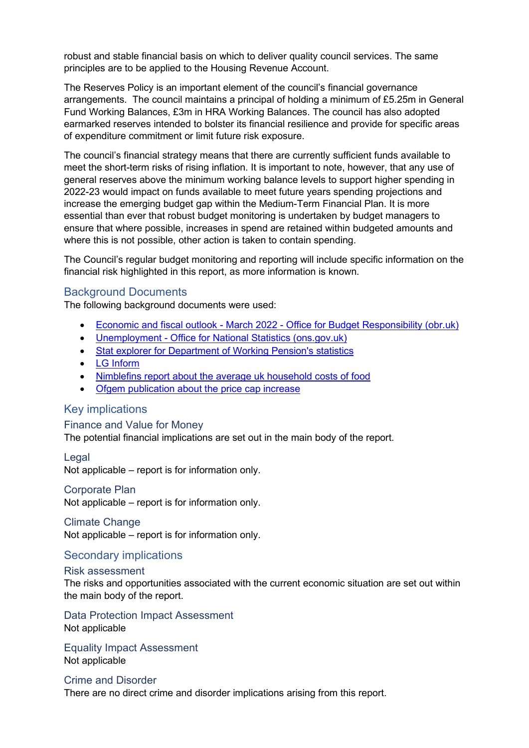robust and stable financial basis on which to deliver quality council services. The same principles are to be applied to the Housing Revenue Account.

The Reserves Policy is an important element of the council's financial governance arrangements. The council maintains a principal of holding a minimum of £5.25m in General Fund Working Balances, £3m in HRA Working Balances. The council has also adopted earmarked reserves intended to bolster its financial resilience and provide for specific areas of expenditure commitment or limit future risk exposure.

The council's financial strategy means that there are currently sufficient funds available to meet the short-term risks of rising inflation. It is important to note, however, that any use of general reserves above the minimum working balance levels to support higher spending in 2022-23 would impact on funds available to meet future years spending projections and increase the emerging budget gap within the Medium-Term Financial Plan. It is more essential than ever that robust budget monitoring is undertaken by budget managers to ensure that where possible, increases in spend are retained within budgeted amounts and where this is not possible, other action is taken to contain spending.

The Council's regular budget monitoring and reporting will include specific information on the financial risk highlighted in this report, as more information is known.

## Background Documents

The following background documents were used:

- Economic and fiscal outlook - March 2022 - Office for Budget Responsibility (obr.uk)
- Unemployment - Office for National Statistics (ons.gov.uk)
- Stat explorer for Department of Working Pension's statistics
- LG Inform
- Nimblefins report about the average uk household costs of food
- Ofgem publication about the price cap increase

## Key implications

### Finance and Value for Money

The potential financial implications are set out in the main body of the report.

### Legal

Not applicable – report is for information only.

### Corporate Plan

Not applicable – report is for information only.

### Climate Change

Not applicable – report is for information only.

## Secondary implications

### Risk assessment

The risks and opportunities associated with the current economic situation are set out within the main body of the report.

### Data Protection Impact Assessment

Not applicable

### Equality Impact Assessment

Not applicable

### Crime and Disorder

There are no direct crime and disorder implications arising from this report.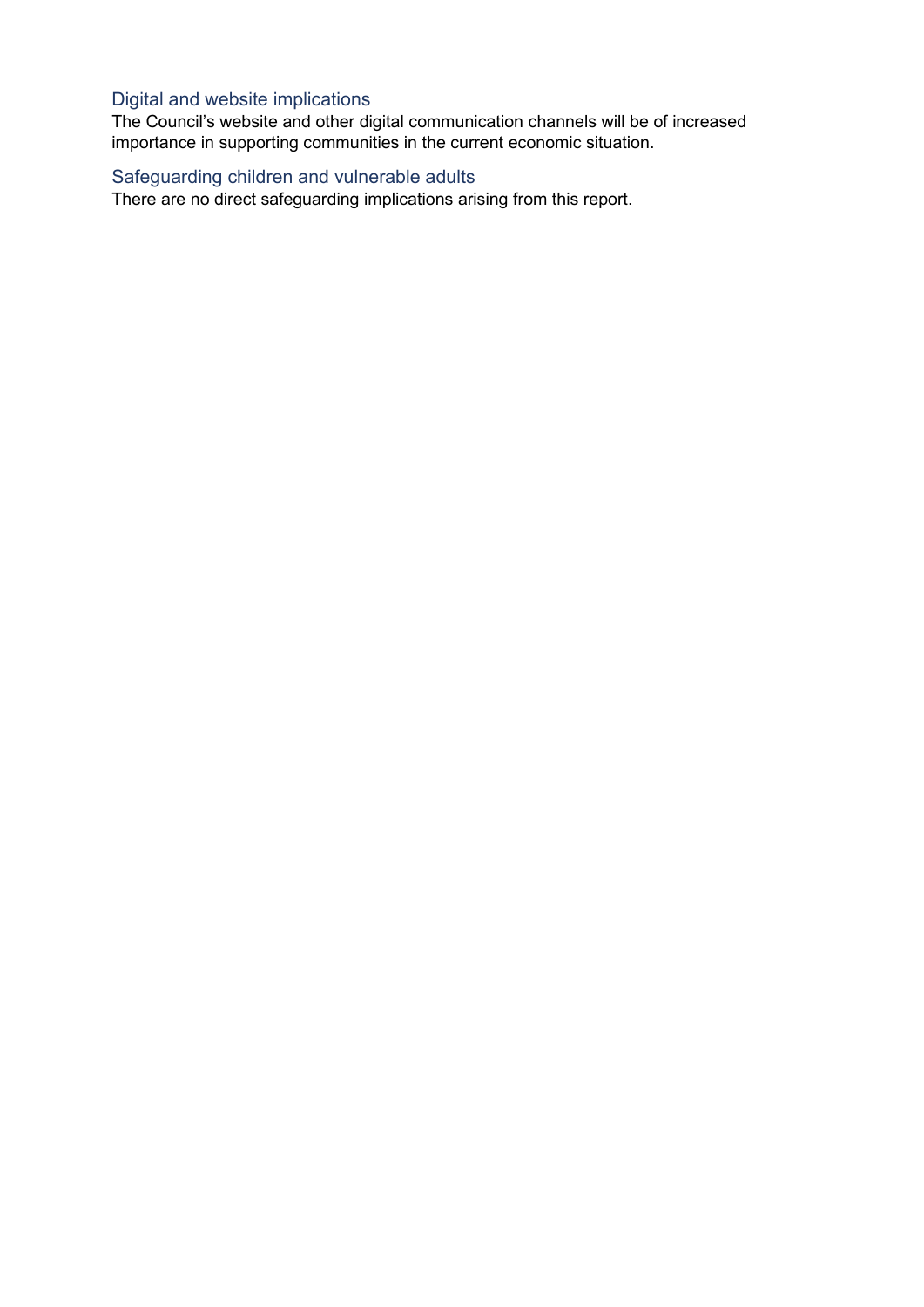### Digital and website implications

The Council's website and other digital communication channels will be of increased importance in supporting communities in the current economic situation.

### Safeguarding children and vulnerable adults

There are no direct safeguarding implications arising from this report.